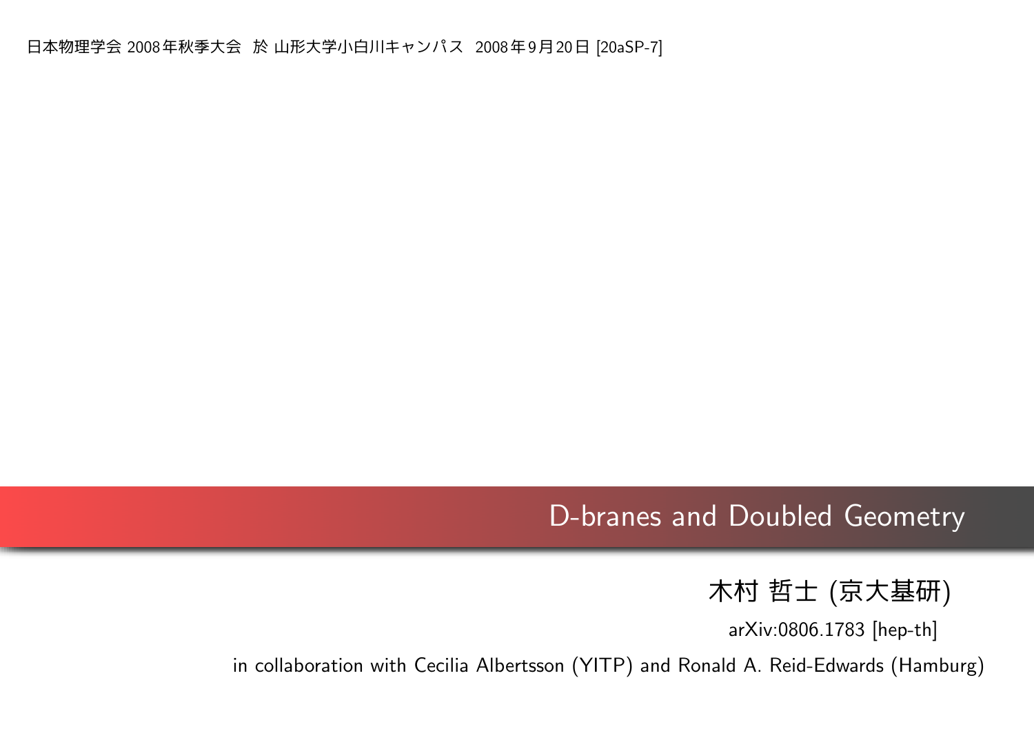日本物理学会 2008年秋季大会 於 山形大学小白川キャンパス 2008年9月20日 [20aSP-7]

# D-branes and Doubled Geometry

木村 哲士 (京大基研)

arXiv:0806.1783 [hep-th]

in collaboration with Cecilia Albertsson (YITP) and Ronald A. Reid-Edwards (Hamburg)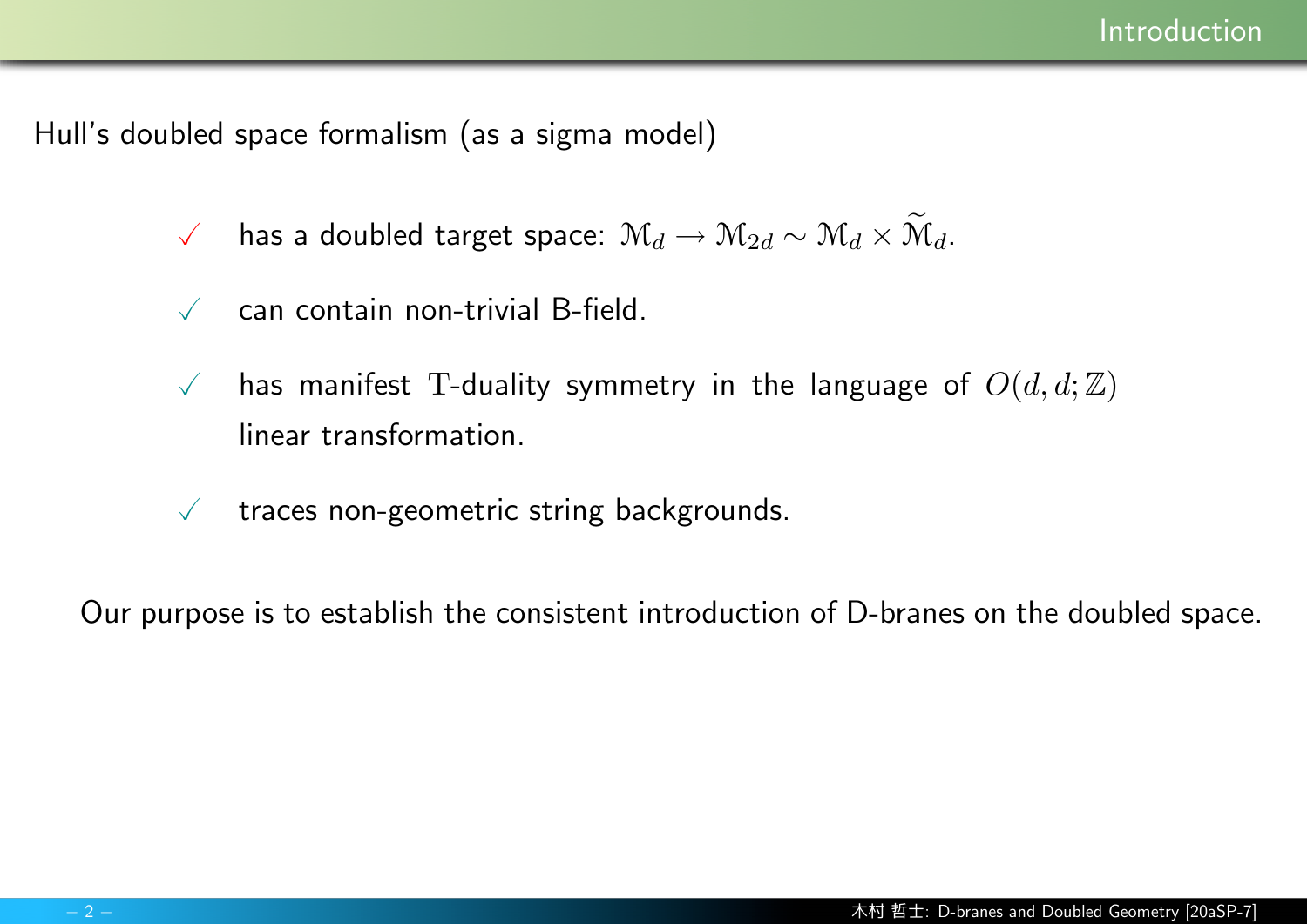## Introduction

Hull's doubled space formalism (as a sigma model)

- ✓ has a doubled target space: $\mathcal{M}_d \to \mathcal{M}_{2d} \sim \mathcal{M}_d \times \widetilde{\mathcal{M}}_d$.
- ✓ can contain non-trivial B-field.
- ✓ has manifest $\mathrm{T}$-duality symmetry in the language of $O(d,d;\mathbb{Z})$ linear transformation.
- ✓ traces non-geometric string backgrounds.

Our purpose is to establish the consistent introduction of D-branes on the doubled space.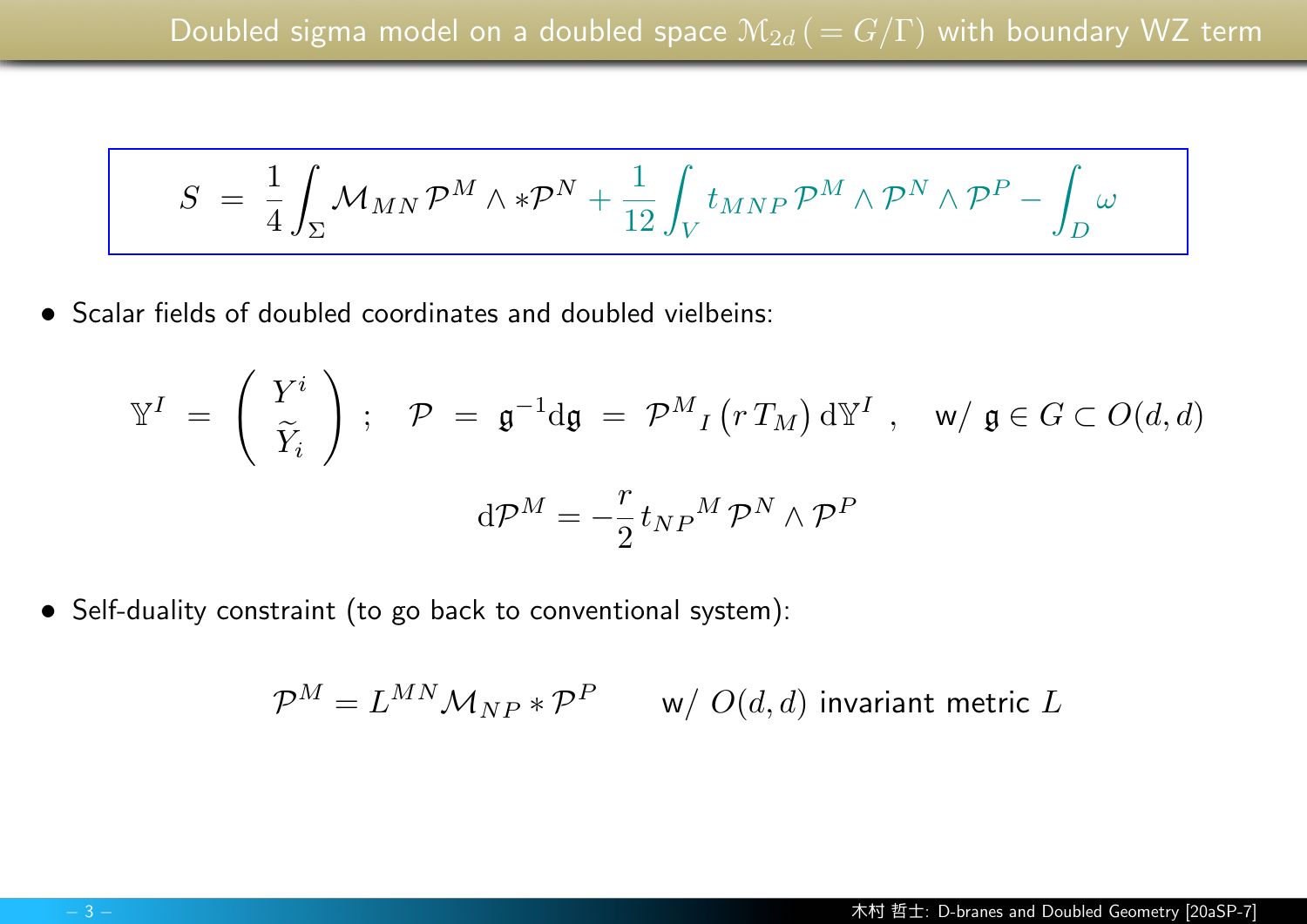# Doubled sigma model on a doubled space $\mathcal{M}_{2d}\,(= G/\Gamma)$ with boundary WZ term

$$
S \;=\; \frac{1}{4}\int_{\Sigma} \mathcal{M}_{MN}\,\mathcal{P}^{M}\wedge *\mathcal{P}^{N} + \frac{1}{12}\int_{V} t_{MNP}\,\mathcal{P}^{M}\wedge\mathcal{P}^{N}\wedge\mathcal{P}^{P} - \int_{D}\omega
$$

- Scalar fields of doubled coordinates and doubled vielbeins:

$$
\mathbb{Y}^{I} \;=\; \begin{pmatrix} Y^{i} \\ \widetilde{Y}_{i} \end{pmatrix}\;; \quad \mathcal{P} \;=\; \mathfrak{g}^{-1}\mathrm{d}\mathfrak{g} \;=\; \mathcal{P}^{M}{}_{I}\,\big(r\,T_{M}\big)\,\mathrm{d}\mathbb{Y}^{I}\;, \quad \text{w/ } \mathfrak{g}\in G\subset O(d,d)
$$

$$
\mathrm{d}\mathcal{P}^{M} = -\frac{r}{2}\,t_{NP}{}^{M}\,\mathcal{P}^{N}\wedge\mathcal{P}^{P}
$$

- Self-duality constraint (to go back to conventional system):

$$
\mathcal{P}^{M} = L^{MN}\mathcal{M}_{NP} * \mathcal{P}^{P} \qquad \text{w/ } O(d,d) \text{ invariant metric } L
$$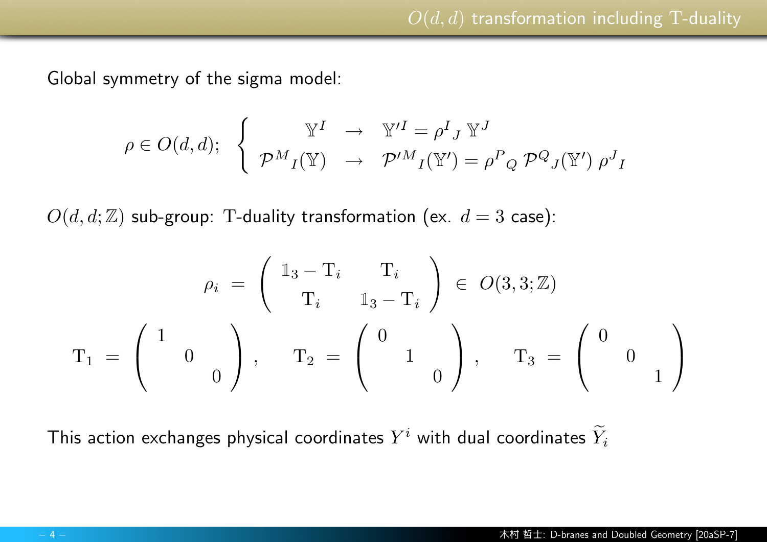# $O(d,d)$ transformation including T-duality

Global symmetry of the sigma model:

$$
\rho \in O(d,d); \quad \left\{ \begin{array}{rcl} \mathbb{Y}^I & \to & \mathbb{Y}'^I = \rho^I{}_J \, \mathbb{Y}^J \\ \mathcal{P}^M{}_I(\mathbb{Y}) & \to & \mathcal{P}'^M{}_I(\mathbb{Y}') = \rho^P{}_Q \, \mathcal{P}^Q{}_J(\mathbb{Y}') \, \rho^J{}_I \end{array} \right.
$$

$O(d,d;\mathbb{Z})$ sub-group: $\mathrm{T}$-duality transformation (ex. $d=3$ case):

$$
\rho_i \;=\; \begin{pmatrix} \mathbb{1}_3 - \mathrm{T}_i & \mathrm{T}_i \\ \mathrm{T}_i & \mathbb{1}_3 - \mathrm{T}_i \end{pmatrix} \;\in\; O(3,3;\mathbb{Z})
$$

$$
\mathrm{T}_1 \;=\; \begin{pmatrix} 1 & & \\ & 0 & \\ & & 0 \end{pmatrix}, \quad \mathrm{T}_2 \;=\; \begin{pmatrix} 0 & & \\ & 1 & \\ & & 0 \end{pmatrix}, \quad \mathrm{T}_3 \;=\; \begin{pmatrix} 0 & & \\ & 0 & \\ & & 1 \end{pmatrix}
$$

This action exchanges physical coordinates $Y^i$ with dual coordinates $\widetilde{Y}_i$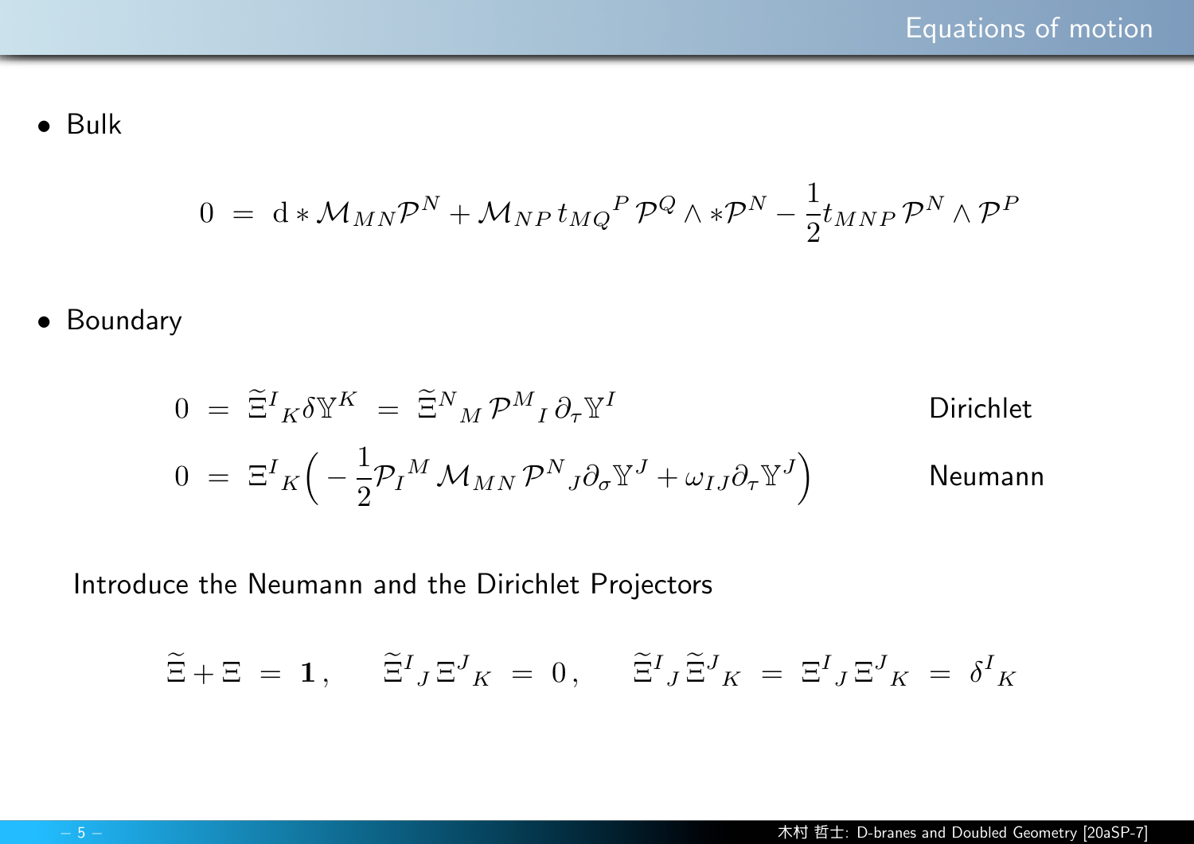## Equations of motion

- Bulk

$$0 \;=\; \mathrm{d} * \mathcal{M}_{MN}\mathcal{P}^N + \mathcal{M}_{NP}\, t_{MQ}{}^P\, \mathcal{P}^Q \wedge *\mathcal{P}^N - \frac{1}{2} t_{MNP}\, \mathcal{P}^N \wedge \mathcal{P}^P$$

- Boundary

$$0 \;=\; \widetilde{\Xi}^I{}_K \delta \mathbb{Y}^K \;=\; \widetilde{\Xi}^N{}_M\, \mathcal{P}^M{}_I\, \partial_\tau \mathbb{Y}^I \qquad \text{Dirichlet}$$

$$0 \;=\; \Xi^I{}_K \Big( -\frac{1}{2} \mathcal{P}_I{}^M\, \mathcal{M}_{MN}\, \mathcal{P}^N{}_J \partial_\sigma \mathbb{Y}^J + \omega_{IJ} \partial_\tau \mathbb{Y}^J \Big) \qquad \text{Neumann}$$

Introduce the Neumann and the Dirichlet Projectors

$$\widetilde{\Xi} + \Xi \;=\; \mathbf{1}\,, \qquad \widetilde{\Xi}^I{}_J\, \Xi^J{}_K \;=\; 0\,, \qquad \widetilde{\Xi}^I{}_J\, \widetilde{\Xi}^J{}_K \;=\; \Xi^I{}_J\, \Xi^J{}_K \;=\; \delta^I{}_K$$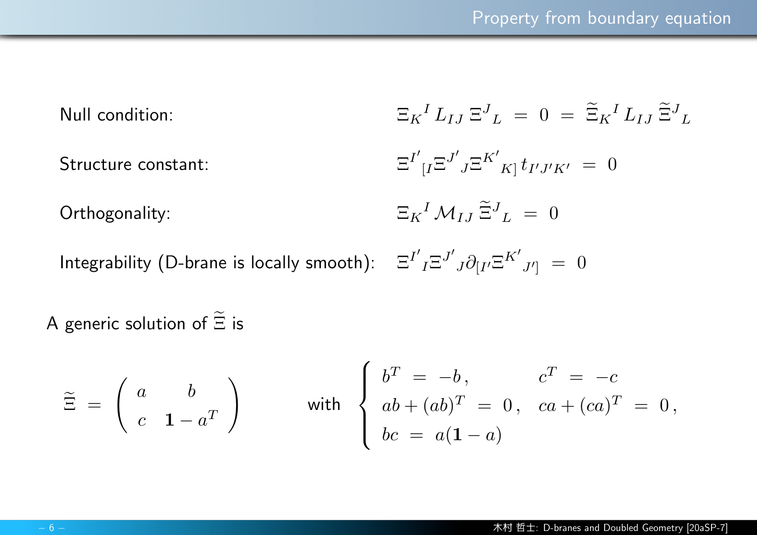## Property from boundary equation

Null condition: $\Xi_K{}^I \, L_{IJ} \, \Xi^J{}_L \;=\; 0 \;=\; \widetilde{\Xi}_K{}^I \, L_{IJ} \, \widetilde{\Xi}^J{}_L$

Structure constant: $\Xi^{I'}{}_{[I} \Xi^{J'}{}_J \Xi^{K'}{}_{K]} \, t_{I'J'K'} \;=\; 0$

Orthogonality: $\Xi_K{}^I \, \mathcal{M}_{IJ} \, \widetilde{\Xi}^J{}_L \;=\; 0$

Integrability (D-brane is locally smooth): $\Xi^{I'}{}_I \Xi^{J'}{}_J \partial_{[I'} \Xi^{K'}{}_{J']} \;=\; 0$

A generic solution of $\widetilde{\Xi}$ is

$$
\widetilde{\Xi} \;=\; \begin{pmatrix} a & b \\ c & \mathbf{1} - a^T \end{pmatrix} \qquad \text{with} \quad \begin{cases} b^T \;=\; -b \,, & c^T \;=\; -c \\ ab + (ab)^T \;=\; 0 \,, & ca + (ca)^T \;=\; 0 \,, \\ bc \;=\; a(\mathbf{1} - a) & \end{cases}
$$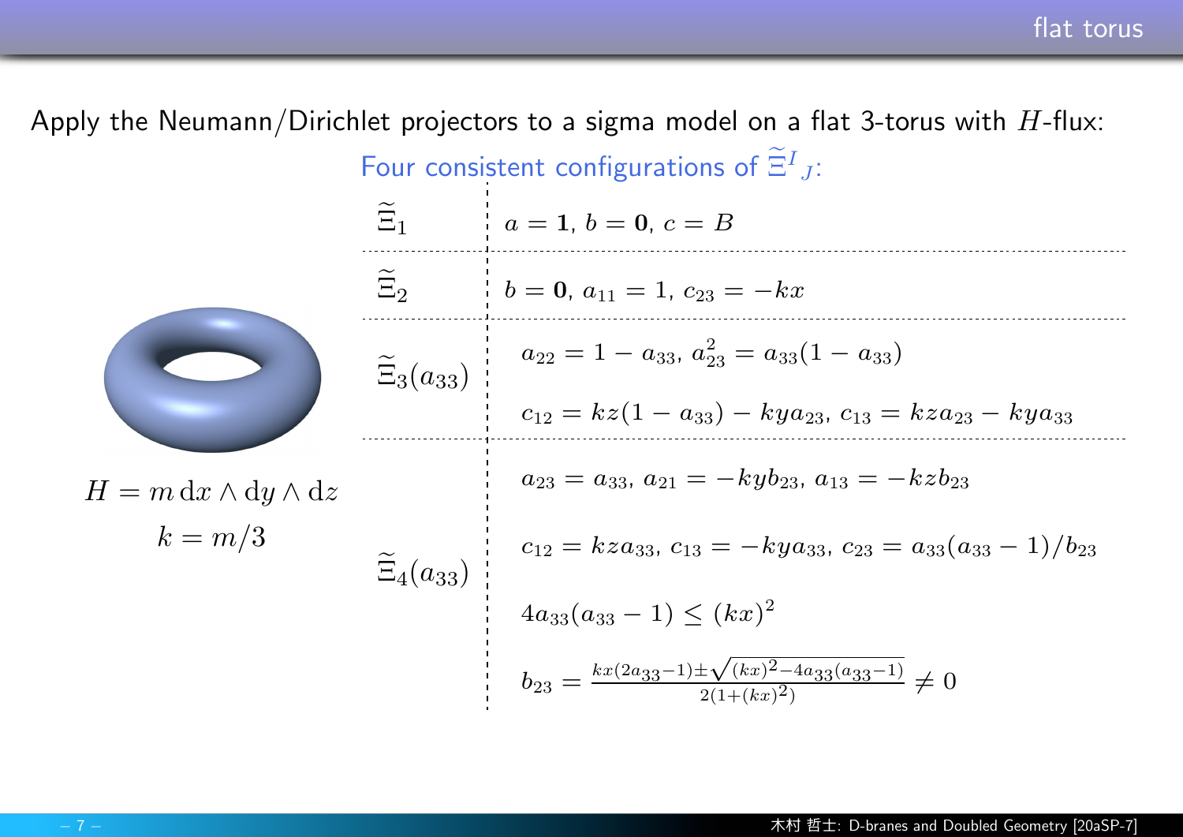## flat torus

Apply the Neumann/Dirichlet projectors to a sigma model on a flat 3-torus with $H$-flux:

$$H = m \, \mathrm{d}x \wedge \mathrm{d}y \wedge \mathrm{d}z$$

$$k = m/3$$

Four consistent configurations of $\widetilde{\Xi}^I{}_J$:

| | |
|---|---|
| $\widetilde{\Xi}_1$ | $a = \mathbf{1}$, $b = \mathbf{0}$, $c = B$ |
| $\widetilde{\Xi}_2$ | $b = \mathbf{0}$, $a_{11} = 1$, $c_{23} = -kx$ |
| $\widetilde{\Xi}_3(a_{33})$ | $a_{22} = 1 - a_{33}$, $a_{23}^2 = a_{33}(1 - a_{33})$ <br> $c_{12} = kz(1 - a_{33}) - kya_{23}$, $c_{13} = kza_{23} - kya_{33}$ |
| $\widetilde{\Xi}_4(a_{33})$ | $a_{23} = a_{33}$, $a_{21} = -kyb_{23}$, $a_{13} = -kzb_{23}$ <br> $c_{12} = kza_{33}$, $c_{13} = -kya_{33}$, $c_{23} = a_{33}(a_{33} - 1)/b_{23}$ <br> $4a_{33}(a_{33} - 1) \leq (kx)^2$ <br> $b_{23} = \frac{kx(2a_{33}-1) \pm \sqrt{(kx)^2 - 4a_{33}(a_{33}-1)}}{2(1+(kx)^2)} \neq 0$ |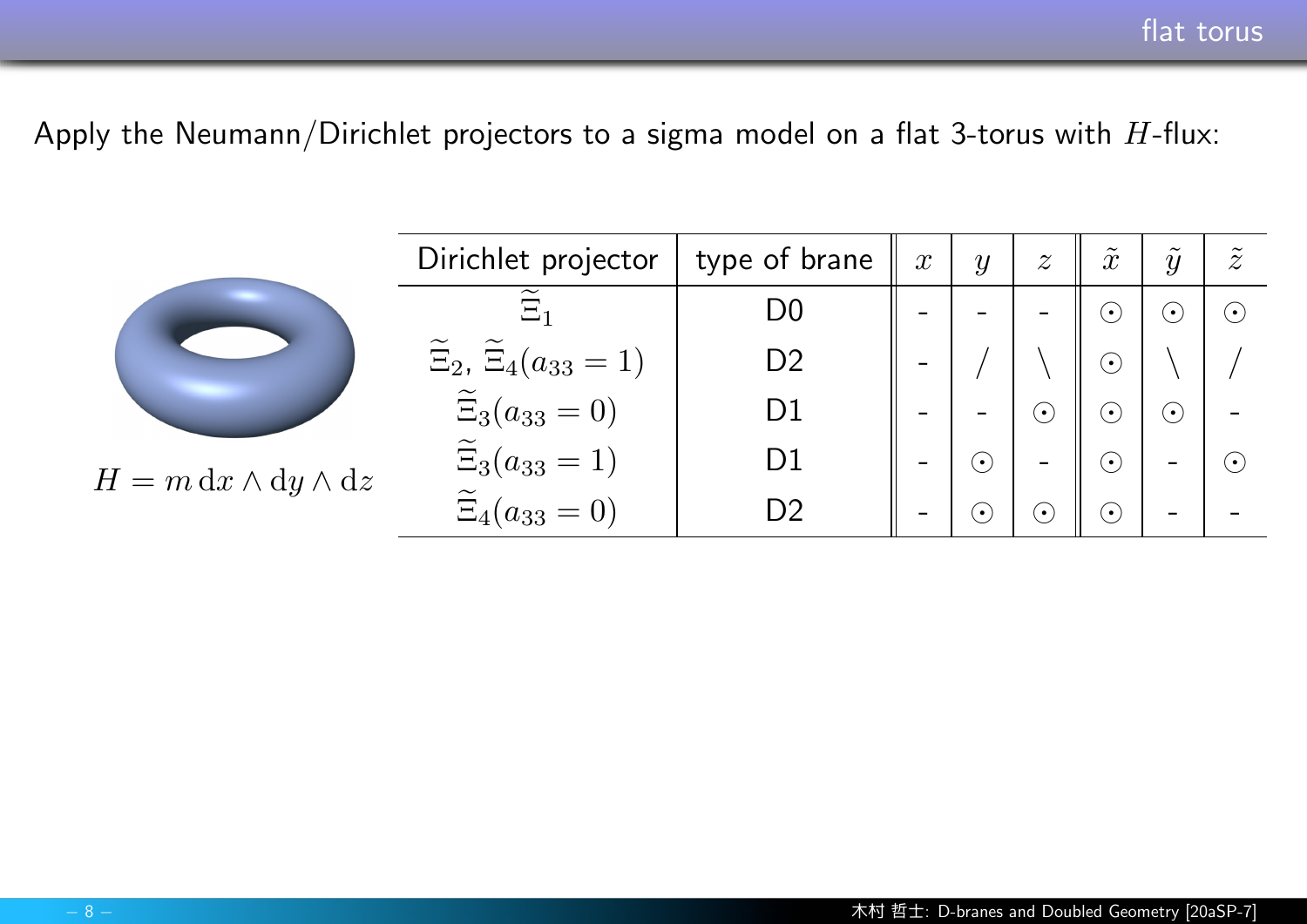## flat torus

Apply the Neumann/Dirichlet projectors to a sigma model on a flat 3-torus with $H$-flux:

$$H = m\,\mathrm{d}x \wedge \mathrm{d}y \wedge \mathrm{d}z$$

| Dirichlet projector | type of brane | $x$ | $y$ | $z$ | $\tilde{x}$ | $\tilde{y}$ | $\tilde{z}$ |
|---|---|---|---|---|---|---|---|
| $\widetilde{\Xi}_1$ | D0 | - | - | - | $\odot$ | $\odot$ | $\odot$ |
| $\widetilde{\Xi}_2$, $\widetilde{\Xi}_4(a_{33}=1)$ | D2 | - | / | \ | $\odot$ | \ | / |
| $\widetilde{\Xi}_3(a_{33}=0)$ | D1 | - | - | $\odot$ | $\odot$ | $\odot$ | - |
| $\widetilde{\Xi}_3(a_{33}=1)$ | D1 | - | $\odot$ | - | $\odot$ | - | $\odot$ |
| $\widetilde{\Xi}_4(a_{33}=0)$ | D2 | - | $\odot$ | $\odot$ | $\odot$ | - | - |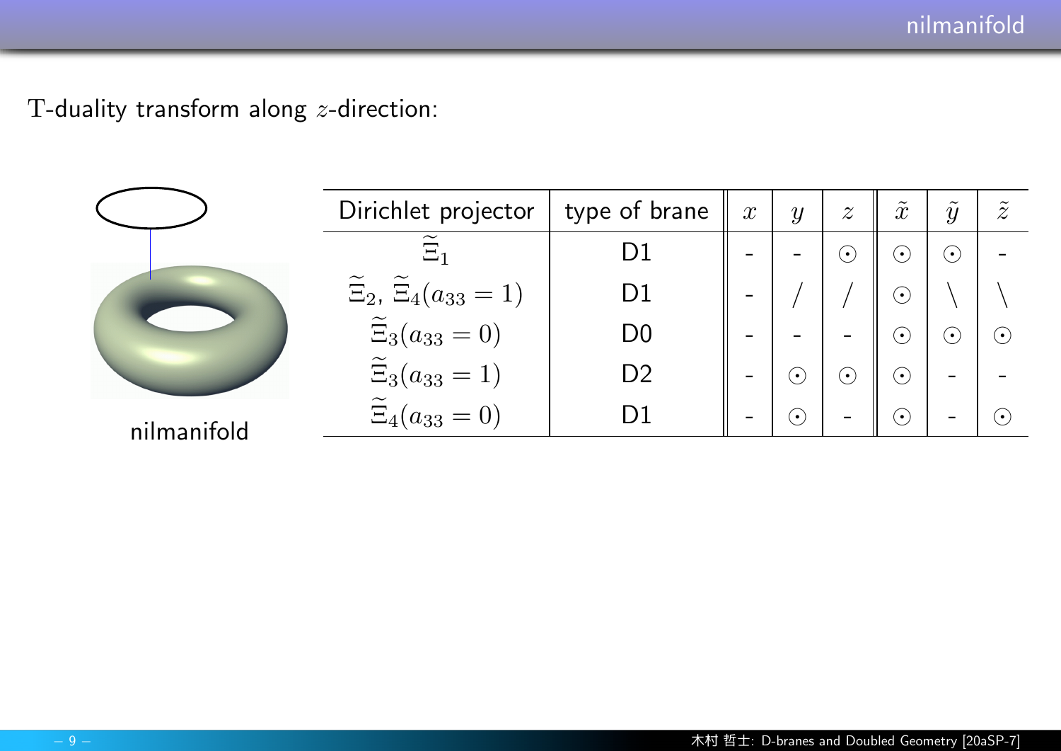T-duality transform along $z$-direction:

nilmanifold

| Dirichlet projector | type of brane | $x$ | $y$ | $z$ | $\tilde{x}$ | $\tilde{y}$ | $\tilde{z}$ |
|---|---|---|---|---|---|---|---|
| $\widetilde{\Xi}_1$ | D1 | - | - | $\odot$ | $\odot$ | $\odot$ | - |
| $\widetilde{\Xi}_2$, $\widetilde{\Xi}_4(a_{33}=1)$ | D1 | - | / | / | $\odot$ | \ | \ |
| $\widetilde{\Xi}_3(a_{33}=0)$ | D0 | - | - | - | $\odot$ | $\odot$ | $\odot$ |
| $\widetilde{\Xi}_3(a_{33}=1)$ | D2 | - | $\odot$ | $\odot$ | $\odot$ | - | - |
| $\widetilde{\Xi}_4(a_{33}=0)$ | D1 | - | $\odot$ | - | $\odot$ | - | $\odot$ |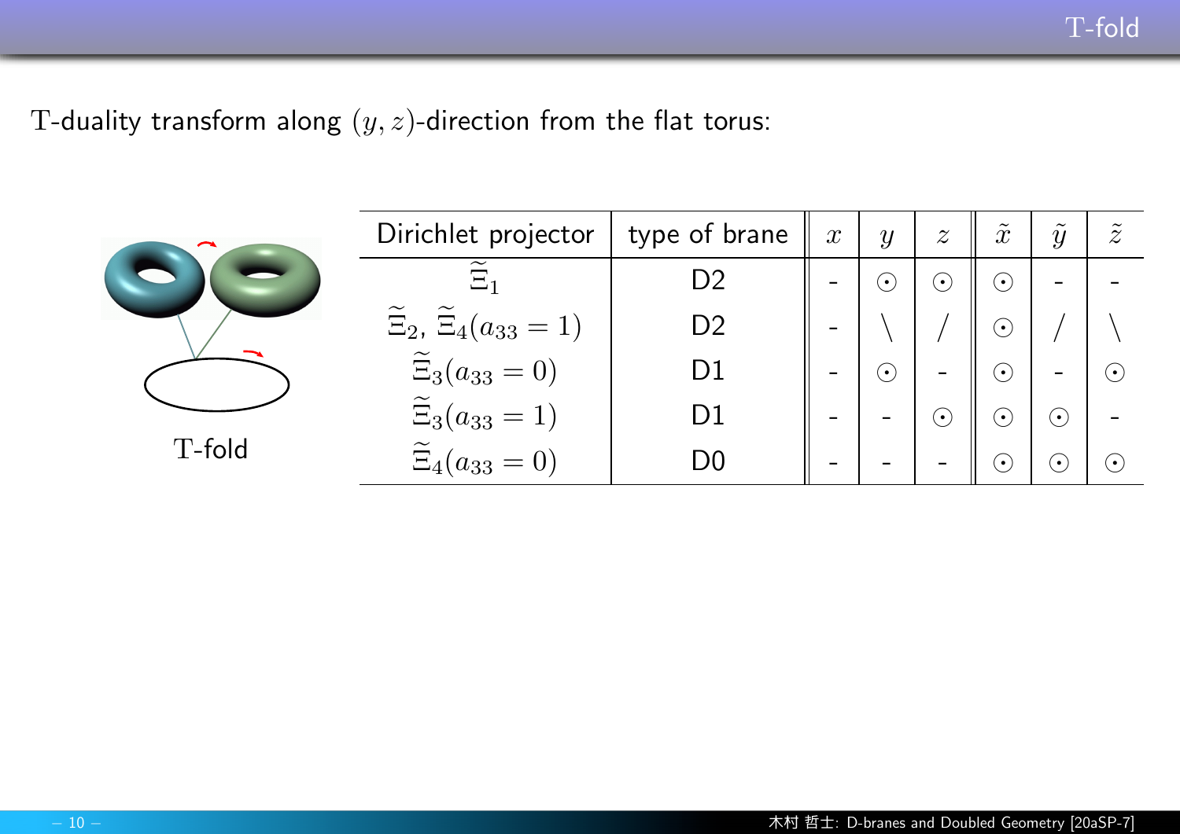## T-fold

T-duality transform along $(y, z)$-direction from the flat torus:

T-fold

| Dirichlet projector | type of brane | $x$ | $y$ | $z$ | $\tilde{x}$ | $\tilde{y}$ | $\tilde{z}$ |
|---|---|---|---|---|---|---|---|
| $\widetilde{\Xi}_1$ | D2 | - | $\odot$ | $\odot$ | $\odot$ | - | - |
| $\widetilde{\Xi}_2$, $\widetilde{\Xi}_4(a_{33} = 1)$ | D2 | - | $\backslash$ | $/$ | $\odot$ | $/$ | $\backslash$ |
| $\widetilde{\Xi}_3(a_{33} = 0)$ | D1 | - | $\odot$ | - | $\odot$ | - | $\odot$ |
| $\widetilde{\Xi}_3(a_{33} = 1)$ | D1 | - | - | $\odot$ | $\odot$ | $\odot$ | - |
| $\widetilde{\Xi}_4(a_{33} = 0)$ | D0 | - | - | - | $\odot$ | $\odot$ | $\odot$ |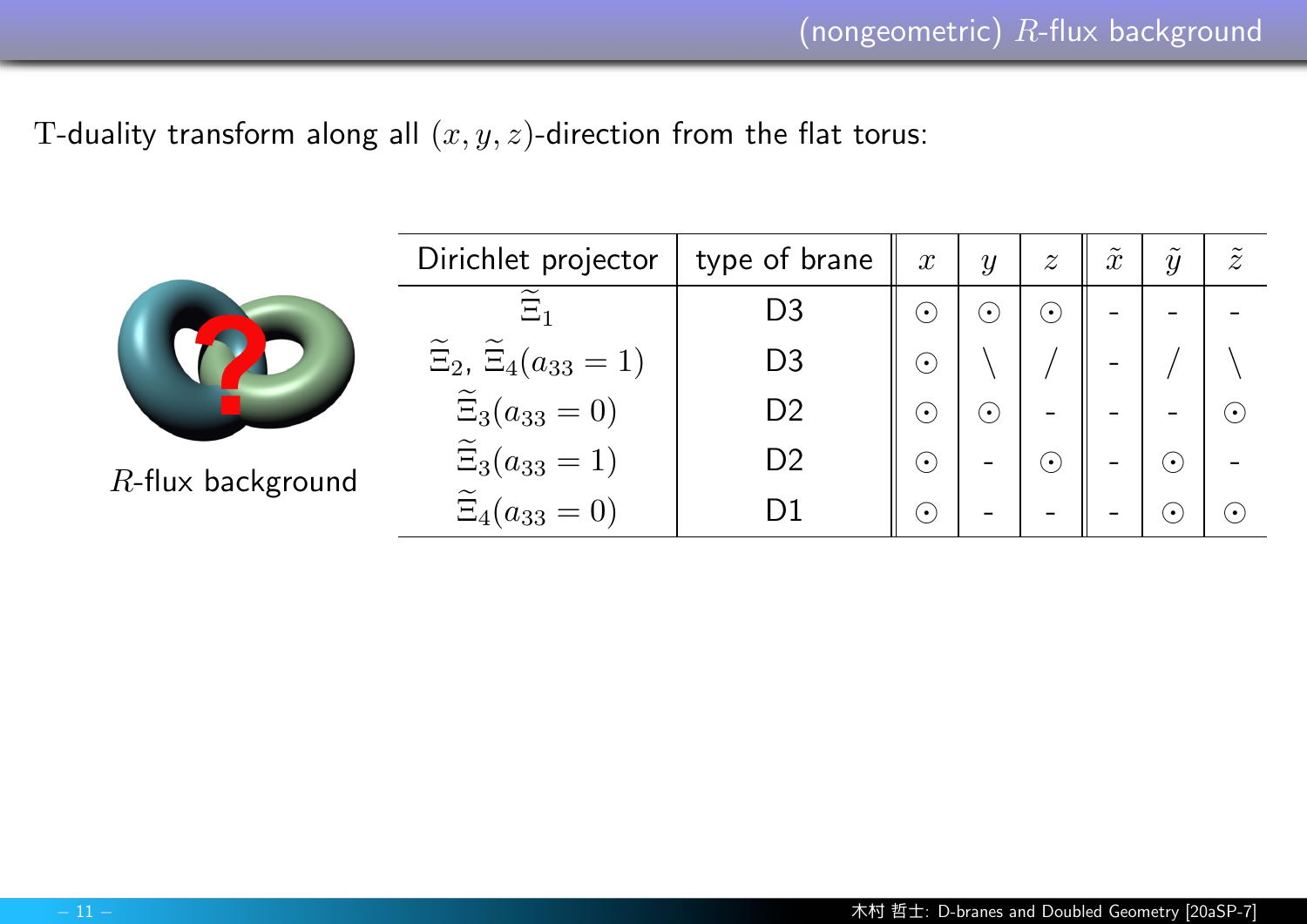# (nongeometric) $R$-flux background

T-duality transform along all $(x, y, z)$-direction from the flat torus:

$R$-flux background

| Dirichlet projector | type of brane | $x$ | $y$ | $z$ | $\tilde{x}$ | $\tilde{y}$ | $\tilde{z}$ |
|---|---|---|---|---|---|---|---|
| $\widetilde{\Xi}_1$ | D3 | $\odot$ | $\odot$ | $\odot$ | - | - | - |
| $\widetilde{\Xi}_2$, $\widetilde{\Xi}_4(a_{33} = 1)$ | D3 | $\odot$ | $\backslash$ | $/$ | - | $/$ | $\backslash$ |
| $\widetilde{\Xi}_3(a_{33} = 0)$ | D2 | $\odot$ | $\odot$ | - | - | - | $\odot$ |
| $\widetilde{\Xi}_3(a_{33} = 1)$ | D2 | $\odot$ | - | $\odot$ | - | $\odot$ | - |
| $\widetilde{\Xi}_4(a_{33} = 0)$ | D1 | $\odot$ | - | - | - | $\odot$ | $\odot$ |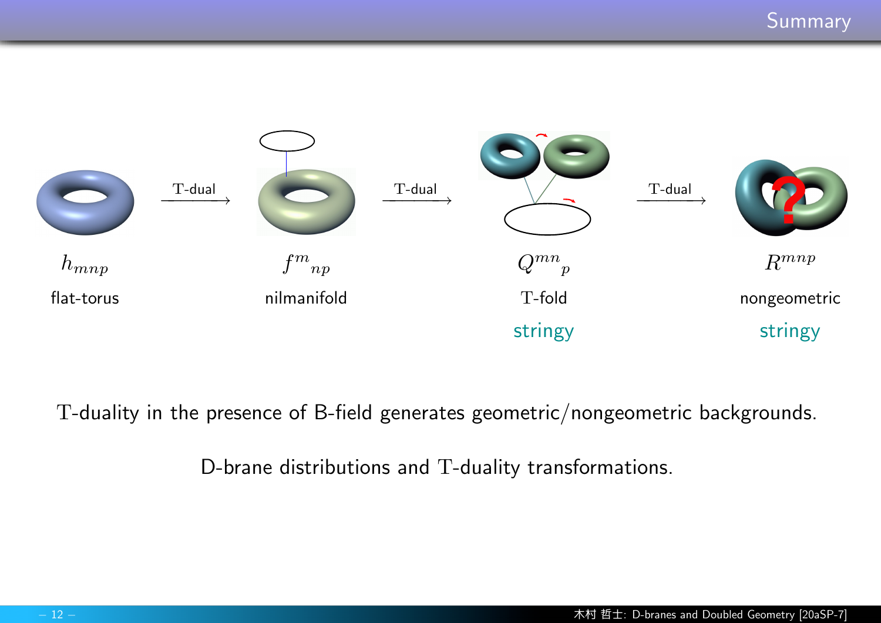# Summary

$h_{mnp}$ —T-dual→ ${f^m}_{np}$ —T-dual→ ${Q^{mn}}_p$ —T-dual→ $R^{mnp}$

| $h_{mnp}$ | ${f^m}_{np}$ | ${Q^{mn}}_p$ | $R^{mnp}$ |
|---|---|---|---|
| flat-torus | nilmanifold | T-fold | nongeometric |
| | | stringy | stringy |

T-duality in the presence of B-field generates geometric/nongeometric backgrounds.

D-brane distributions and T-duality transformations.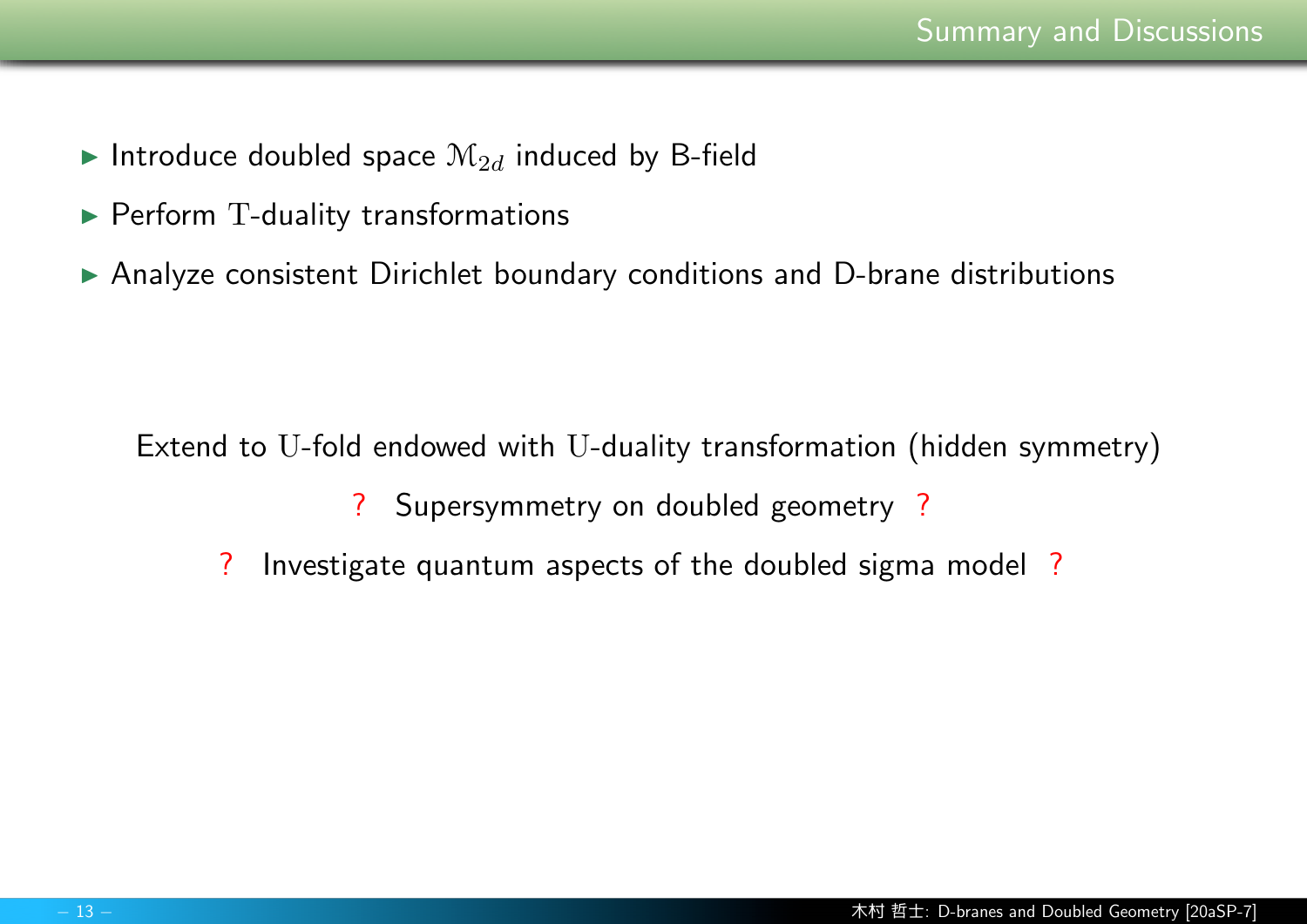## Summary and Discussions

- Introduce doubled space $\mathcal{M}_{2d}$ induced by B-field
- Perform $\mathrm{T}$-duality transformations
- Analyze consistent Dirichlet boundary conditions and D-brane distributions

Extend to $\mathrm{U}$-fold endowed with $\mathrm{U}$-duality transformation (hidden symmetry)

? Supersymmetry on doubled geometry ?

? Investigate quantum aspects of the doubled sigma model ?